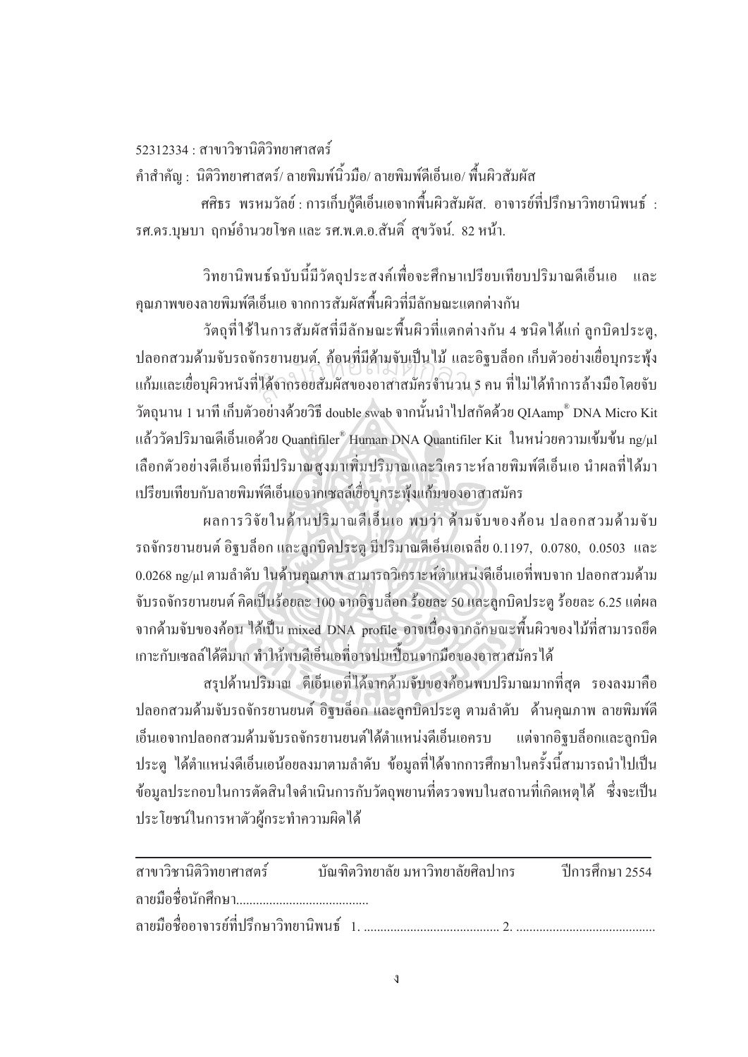52312334 : สาขาวิชานิติวิทยาศาสตร์

คำสำคัญ : นิติวิทยาศาสตร์/ ลายพิมพ์นิ้วมือ/ ลายพิมพ์ดีเอ็นเอ/ พื้นผิวสัมผัส

ศศิธร พรหมวัลย์ : การเก็บกู้ดีเอ็นเอจากพื้นผิวสัมผัส. อาจารย์ที่ปรึกษาวิทยานิพนธ์ : รศ.ดร.บุษบา ฤกษ์อำนวยโชค และ รศ.พ.ต.อ.สันติ์ สุขวัจน์. 82 หน้า.

วิทยานิพนธ์ฉบับนี้มีวัตถุประสงค์เพื่อจะศึกษาเปรียบเทียบปริมาณดีเอ็นเอ และคุณภาพของลายพิมพ์ดีเอ็นเอ จากการสัมผัสพื้นผิวที่มีลักษณะแตกต่างกัน

วัตถุที่ใช้ในการสัมผัสที่มีลักษณะพื้นผิวที่แตกต่างกัน 4 ชนิดได้แก่ ลูกบิดประตู, ปลอกสวมด้ามจับรถจักรยานยนต์, ค้อนที่มีด้ามจับเป็นไม้ และอิฐบล็อก เก็บตัวอย่างเยื่อบุกระพุ้งแก้มและเยื่อบุผิวหนังที่ได้จากรอยสัมผัสของอาสาสมัครจำนวน 5 คน ที่ไม่ได้ทำการล้างมือโดยจับวัตถุนาน 1 นาที เก็บตัวอย่างด้วยวิธี double swab จากนั้นนำไปสกัดด้วย QIAamp® DNA Micro Kit แล้ววัดปริมาณดีเอ็นเอด้วย Quantifiler® Human DNA Quantifiler Kit ในหน่วยความเข้มข้น ng/μl เลือกตัวอย่างดีเอ็นเอที่มีปริมาณสูงมาเพิ่มปริมาณและวิเคราะห์ลายพิมพ์ดีเอ็นเอ นำผลที่ได้มาเปรียบเทียบกับลายพิมพ์ดีเอ็นเอจากเซลล์เยื่อบุกระพุ้งแก้มของอาสาสมัคร

ผลการวิจัยในด้านปริมาณดีเอ็นเอ พบว่า ด้ามจับของค้อน ปลอกสวมด้ามจับรถจักรยานยนต์ อิฐบล็อก และลูกบิดประตู มีปริมาณดีเอ็นเอเฉลี่ย 0.1197, 0.0780, 0.0503 และ 0.0268 ng/μl ตามลำดับ ในด้านคุณภาพ สามารถวิเคราะห์ตำแหน่งดีเอ็นเอที่พบจาก ปลอกสวมด้ามจับรถจักรยานยนต์ คิดเป็นร้อยละ 100 จากอิฐบล็อก ร้อยละ 50 และลูกบิดประตู ร้อยละ 6.25 แต่ผลจากด้ามจับของค้อน ได้เป็น mixed DNA profile อาจเนื่องจากลักษณะพื้นผิวของไม้ที่สามารถยึดเกาะกับเซลล์ได้ดีมาก ทำให้พบดีเอ็นเอที่อาจปนเปื้อนจากมือของอาสาสมัครได้

สรุปด้านปริมาณ ดีเอ็นเอที่ได้จากด้ามจับของค้อนพบปริมาณมากที่สุด รองลงมาคือ ปลอกสวมด้ามจับรถจักรยานยนต์ อิฐบล็อก และลูกบิดประตู ตามลำดับ ด้านคุณภาพ ลายพิมพ์ดีเอ็นเอจากปลอกสวมด้ามจับรถจักรยานยนต์ได้ตำแหน่งดีเอ็นเอครบ แต่จากอิฐบล็อกและลูกบิดประตู ได้ตำแหน่งดีเอ็นเอน้อยลงมาตามลำดับ ข้อมูลที่ได้จากการศึกษาในครั้งนี้สามารถนำไปเป็นข้อมูลประกอบในการตัดสินใจดำเนินการกับวัตถุพยานที่ตรวจพบในสถานที่เกิดเหตุได้ ซึ่งจะเป็นประโยชน์ในการหาตัวผู้กระทำความผิดได้

---

สาขาวิชานิติวิทยาศาสตร์ บัณฑิตวิทยาลัย มหาวิทยาลัยศิลปากร ปีการศึกษา 2554

ลายมือชื่อนักศึกษา........................................

ลายมือชื่ออาจารย์ที่ปรึกษาวิทยานิพนธ์ 1. ........................................ 2. ........................................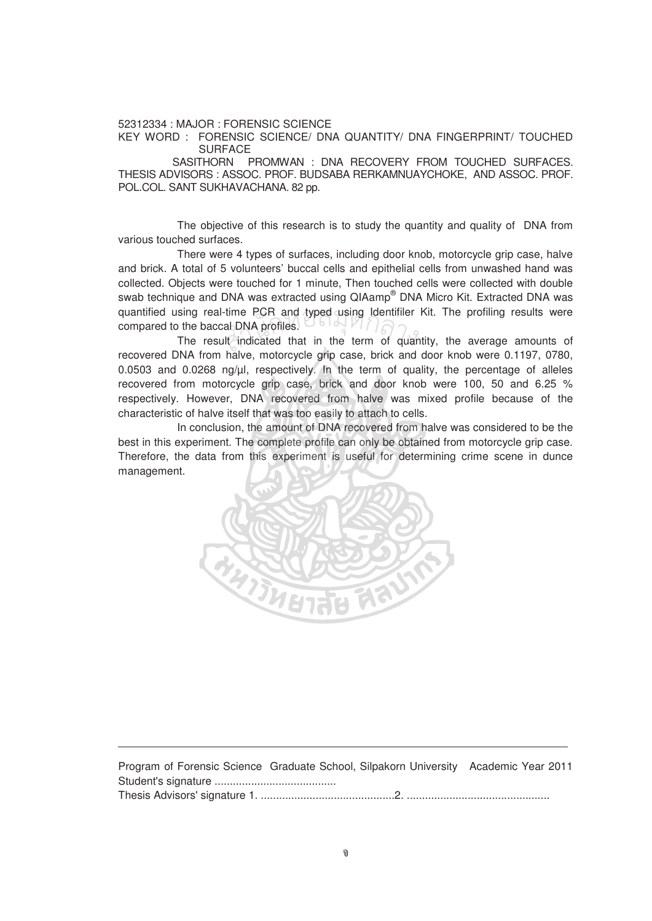52312334 : MAJOR : FORENSIC SCIENCE

KEY WORD : FORENSIC SCIENCE/ DNA QUANTITY/ DNA FINGERPRINT/ TOUCHED SURFACE

SASITHORN PROMWAN : DNA RECOVERY FROM TOUCHED SURFACES. THESIS ADVISORS : ASSOC. PROF. BUDSABA RERKAMNUAYCHOKE, AND ASSOC. PROF. POL.COL. SANT SUKHAVACHANA. 82 pp.

The objective of this research is to study the quantity and quality of DNA from various touched surfaces.

There were 4 types of surfaces, including door knob, motorcycle grip case, halve and brick. A total of 5 volunteers' buccal cells and epithelial cells from unwashed hand was collected. Objects were touched for 1 minute, Then touched cells were collected with double swab technique and DNA was extracted using QIAamp® DNA Micro Kit. Extracted DNA was quantified using real-time PCR and typed using Identifiler Kit. The profiling results were compared to the baccal DNA profiles.

The result indicated that in the term of quantity, the average amounts of recovered DNA from halve, motorcycle grip case, brick and door knob were 0.1197, 0780, 0.0503 and 0.0268 ng/μl, respectively. In the term of quality, the percentage of alleles recovered from motorcycle grip case, brick and door knob were 100, 50 and 6.25 % respectively. However, DNA recovered from halve was mixed profile because of the characteristic of halve itself that was too easily to attach to cells.

In conclusion, the amount of DNA recovered from halve was considered to be the best in this experiment. The complete profile can only be obtained from motorcycle grip case. Therefore, the data from this experiment is useful for determining crime scene in dunce management.

---

Program of Forensic Science Graduate School, Silpakorn University Academic Year 2011

Student's signature ........................................

Thesis Advisors' signature 1. ............................................2. ...............................................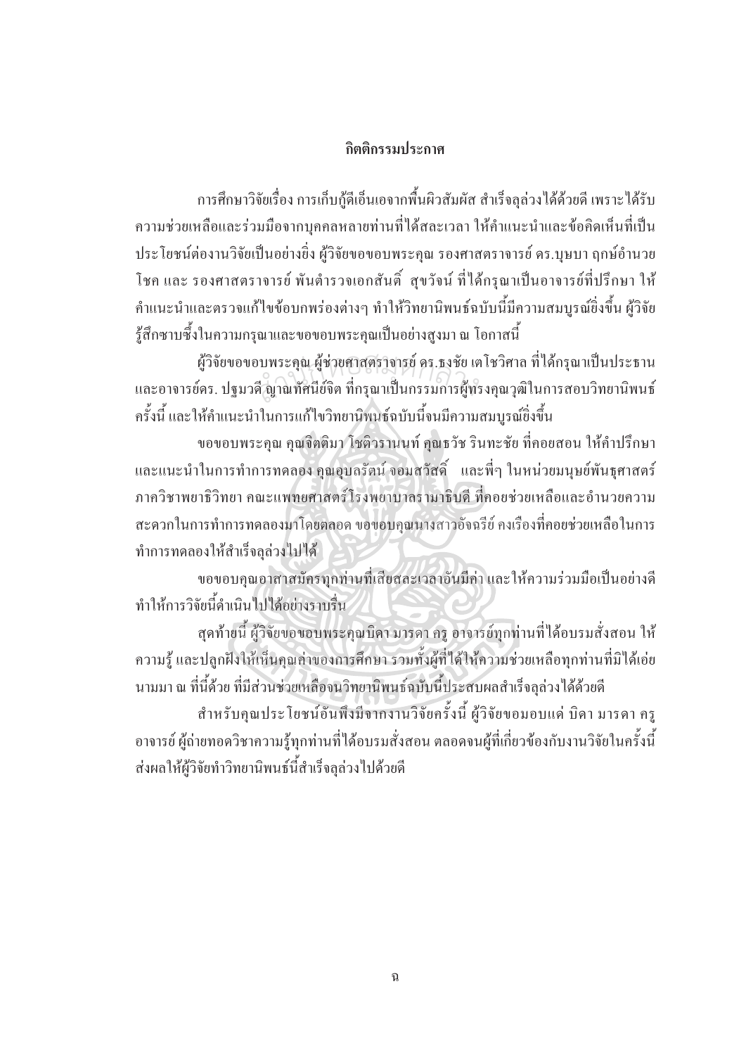## กิตติกรรมประกาศ

การศึกษาวิจัยเรื่อง การเก็บกู้ดีเอ็นเอจากพื้นผิวสัมผัส สำเร็จลุล่วงได้ด้วยดี เพราะได้รับความช่วยเหลือและร่วมมือจากบุคคลหลายท่านที่ได้สละเวลา ให้คำแนะนำและข้อคิดเห็นที่เป็นประโยชน์ต่องานวิจัยเป็นอย่างยิ่ง ผู้วิจัยขอขอบพระคุณ รองศาสตราจารย์ ดร.บุษบา ฤกษ์อำนวยโชค และ รองศาสตราจารย์ พันตำรวจเอกสันติ์ สุขวัจน์ ที่ได้กรุณาเป็นอาจารย์ที่ปรึกษา ให้คำแนะนำและตรวจแก้ไขข้อบกพร่องต่างๆ ทำให้วิทยานิพนธ์ฉบับนี้มีความสมบูรณ์ยิ่งขึ้น ผู้วิจัยรู้สึกซาบซึ้งในความกรุณาและขอขอบพระคุณเป็นอย่างสูงมา ณ โอกาสนี้

ผู้วิจัยขอขอบพระคุณ ผู้ช่วยศาสตราจารย์ ดร.ธงชัย เตโชวิศาล ที่ได้กรุณาเป็นประธาน และอาจารย์ดร. ปฐมวดี ญาณทัศนีย์จิต ที่กรุณาเป็นกรรมการผู้ทรงคุณวุฒิในการสอบวิทยานิพนธ์ครั้งนี้ และให้คำแนะนำในการแก้ไขวิทยานิพนธ์ฉบับนี้จนมีความสมบูรณ์ยิ่งขึ้น

ขอขอบพระคุณ คุณจิตติมา โชติวรานนท์ คุณธวัช รินทะชัย ที่คอยสอน ให้คำปรึกษาและแนะนำในการทำการทดลอง คุณอุบลรัตน์ จอมสวัสดิ์ และพี่ๆ ในหน่วยมนุษย์พันธุศาสตร์ ภาควิชาพยาธิวิทยา คณะแพทยศาสตร์โรงพยาบาลรามาธิบดี ที่คอยช่วยเหลือและอำนวยความสะดวกในการทำการทดลองมาโดยตลอด ขอขอบคุณนางสาวอัจฉรีย์ คงเรืองที่คอยช่วยเหลือในการทำการทดลองให้สำเร็จลุล่วงไปได้

ขอขอบคุณอาสาสมัครทุกท่านที่เสียสละเวลาอันมีค่า และให้ความร่วมมือเป็นอย่างดี ทำให้การวิจัยนี้ดำเนินไปได้อย่างราบรื่น

สุดท้ายนี้ ผู้วิจัยขอขอบพระคุณบิดา มารดา ครู อาจารย์ทุกท่านที่ได้อบรมสั่งสอน ให้ความรู้ และปลูกฝังให้เห็นคุณค่าของการศึกษา รวมทั้งผู้ที่ได้ให้ความช่วยเหลือทุกท่านที่มิได้เอ่ยนามมา ณ ที่นี้ด้วย ที่มีส่วนช่วยเหลือจนวิทยานิพนธ์ฉบับนี้ประสบผลสำเร็จลุล่วงได้ด้วยดี

สำหรับคุณประโยชน์อันพึงมีจากงานวิจัยครั้งนี้ ผู้วิจัยขอมอบแด่ บิดา มารดา ครู อาจารย์ ผู้ถ่ายทอดวิชาความรู้ทุกท่านที่ได้อบรมสั่งสอน ตลอดจนผู้ที่เกี่ยวข้องกับงานวิจัยในครั้งนี้ ส่งผลให้ผู้วิจัยทำวิทยานิพนธ์นี้สำเร็จลุล่วงไปด้วยดี